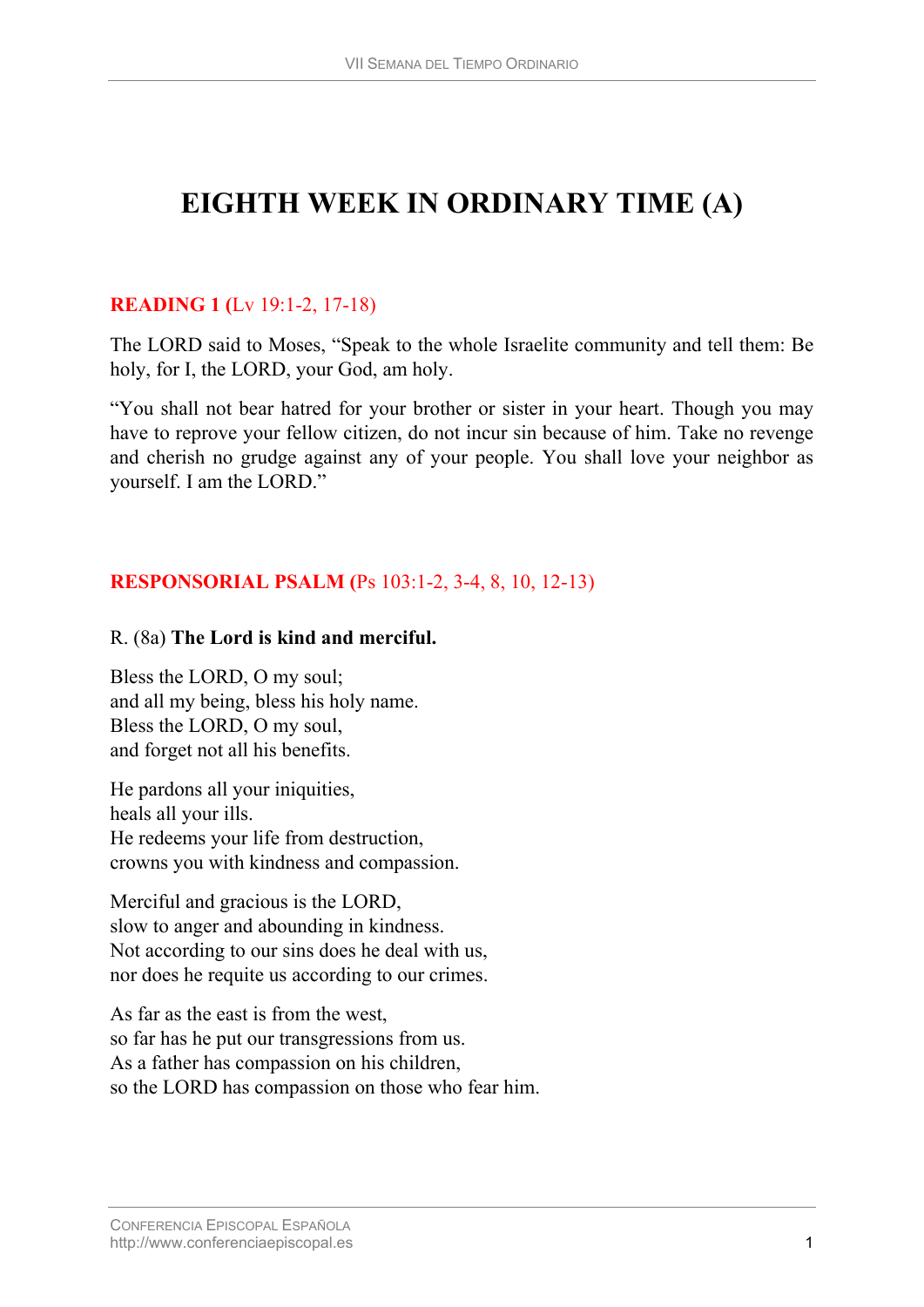# EIGHTH WEEK IN ORDINARY TIME (A)

## READING 1 (Lv 19:1-2, 17-18)

The LORD said to Moses, "Speak to the whole Israelite community and tell them: Be holy, for I, the LORD, your God, am holy.

"You shall not bear hatred for your brother or sister in your heart. Though you may have to reprove your fellow citizen, do not incur sin because of him. Take no revenge and cherish no grudge against any of your people. You shall love your neighbor as yourself. I am the LORD."

## RESPONSORIAL PSALM (Ps 103:1-2, 3-4, 8, 10, 12-13)

R. (8a) **The Lord is kind and merciful.**

Bless the LORD, O my soul;  
and all my being, bless his holy name.  
Bless the LORD, O my soul,  
and forget not all his benefits.

He pardons all your iniquities,  
heals all your ills.  
He redeems your life from destruction,  
crowns you with kindness and compassion.

Merciful and gracious is the LORD,  
slow to anger and abounding in kindness.  
Not according to our sins does he deal with us,  
nor does he requite us according to our crimes.

As far as the east is from the west,  
so far has he put our transgressions from us.  
As a father has compassion on his children,  
so the LORD has compassion on those who fear him.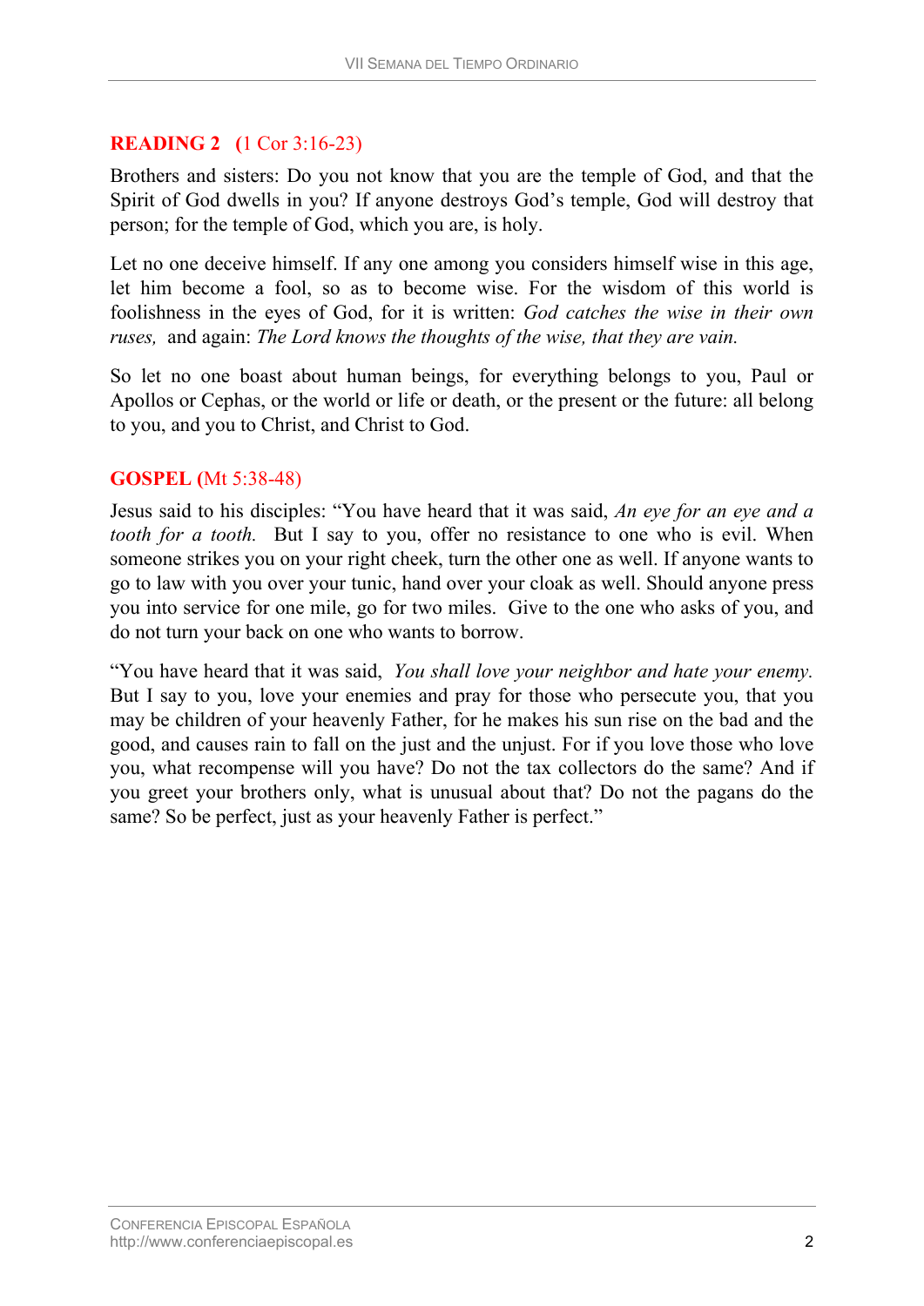## **READING 2** (1 Cor 3:16-23)

Brothers and sisters: Do you not know that you are the temple of God, and that the Spirit of God dwells in you? If anyone destroys God's temple, God will destroy that person; for the temple of God, which you are, is holy.

Let no one deceive himself. If any one among you considers himself wise in this age, let him become a fool, so as to become wise. For the wisdom of this world is foolishness in the eyes of God, for it is written: *God catches the wise in their own ruses,* and again: *The Lord knows the thoughts of the wise, that they are vain.*

So let no one boast about human beings, for everything belongs to you, Paul or Apollos or Cephas, or the world or life or death, or the present or the future: all belong to you, and you to Christ, and Christ to God.

## **GOSPEL** (Mt 5:38-48)

Jesus said to his disciples: "You have heard that it was said, *An eye for an eye and a tooth for a tooth.* But I say to you, offer no resistance to one who is evil. When someone strikes you on your right cheek, turn the other one as well. If anyone wants to go to law with you over your tunic, hand over your cloak as well. Should anyone press you into service for one mile, go for two miles. Give to the one who asks of you, and do not turn your back on one who wants to borrow.

"You have heard that it was said, *You shall love your neighbor and hate your enemy.* But I say to you, love your enemies and pray for those who persecute you, that you may be children of your heavenly Father, for he makes his sun rise on the bad and the good, and causes rain to fall on the just and the unjust. For if you love those who love you, what recompense will you have? Do not the tax collectors do the same? And if you greet your brothers only, what is unusual about that? Do not the pagans do the same? So be perfect, just as your heavenly Father is perfect."